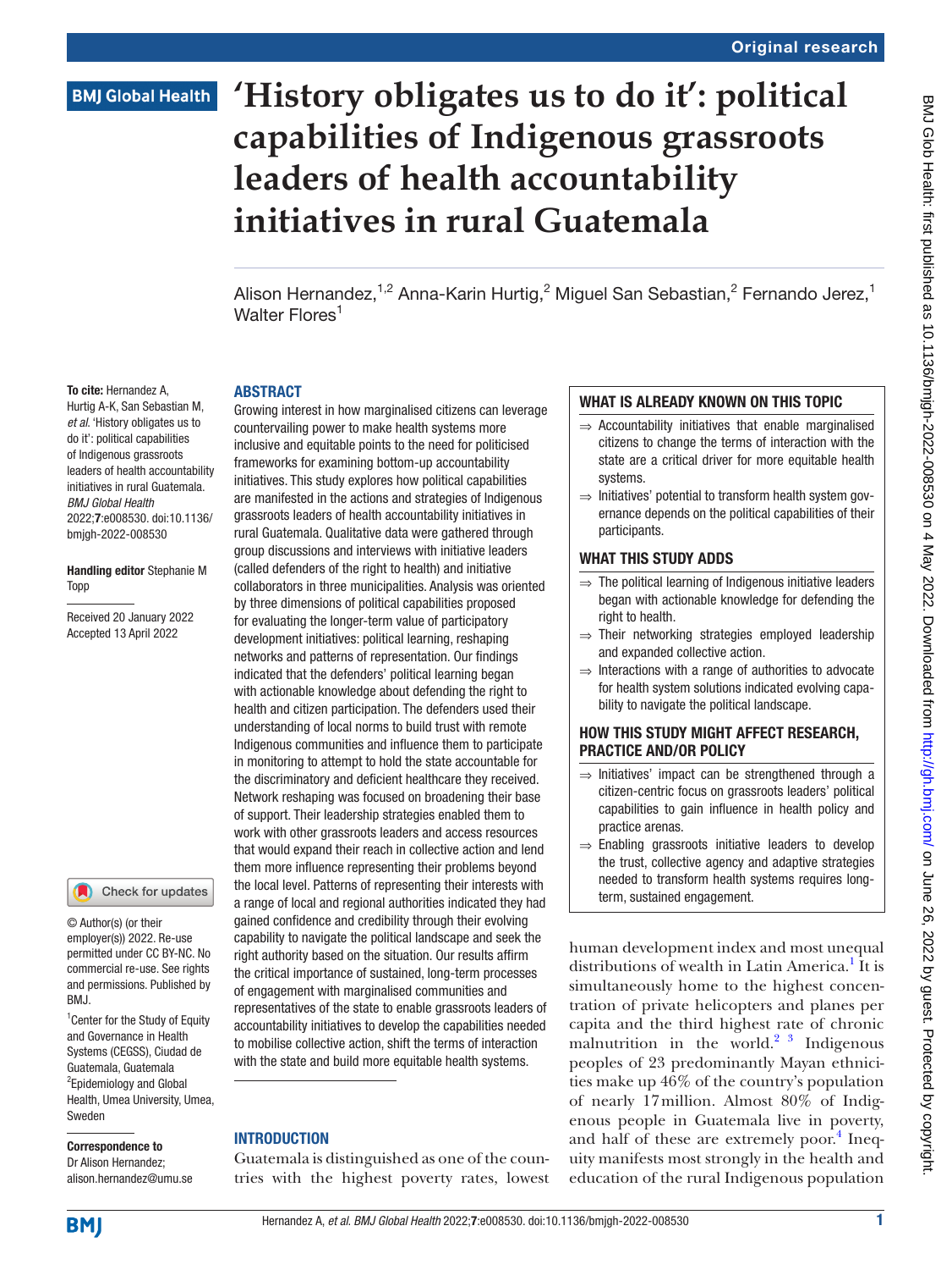# 'History obligates us to do it': political capabilities of Indigenous grassroots leaders of health accountability initiatives in rural Guatemala

Alison Hernandez,[1,2] Anna-Karin Hurtig,[2] Miguel San Sebastian,[2] Fernando Jerez,[1] Walter Flores[1]

**To cite:** Hernandez A, Hurtig A-K, San Sebastian M, *et al.* 'History obligates us to do it': political capabilities of Indigenous grassroots leaders of health accountability initiatives in rural Guatemala. *BMJ Global Health* 2022;**7**:e008530. doi:10.1136/bmjgh-2022-008530

**Handling editor** Stephanie M Topp

Received 20 January 2022
Accepted 13 April 2022

© Author(s) (or their employer(s)) 2022. Re-use permitted under CC BY-NC. No commercial re-use. See rights and permissions. Published by BMJ.

[1]Center for the Study of Equity and Governance in Health Systems (CEGSS), Ciudad de Guatemala, Guatemala
[2]Epidemiology and Global Health, Umea University, Umea, Sweden

**Correspondence to**
Dr Alison Hernandez;
alison.hernandez@umu.se

## ABSTRACT

Growing interest in how marginalised citizens can leverage countervailing power to make health systems more inclusive and equitable points to the need for politicised frameworks for examining bottom-up accountability initiatives. This study explores how political capabilities are manifested in the actions and strategies of Indigenous grassroots leaders of health accountability initiatives in rural Guatemala. Qualitative data were gathered through group discussions and interviews with initiative leaders (called defenders of the right to health) and initiative collaborators in three municipalities. Analysis was oriented by three dimensions of political capabilities proposed for evaluating the longer-term value of participatory development initiatives: political learning, reshaping networks and patterns of representation. Our findings indicated that the defenders' political learning began with actionable knowledge about defending the right to health and citizen participation. The defenders used their understanding of local norms to build trust with remote Indigenous communities and influence them to participate in monitoring to attempt to hold the state accountable for the discriminatory and deficient healthcare they received. Network reshaping was focused on broadening their base of support. Their leadership strategies enabled them to work with other grassroots leaders and access resources that would expand their reach in collective action and lend them more influence representing their problems beyond the local level. Patterns of representing their interests with a range of local and regional authorities indicated they had gained confidence and credibility through their evolving capability to navigate the political landscape and seek the right authority based on the situation. Our results affirm the critical importance of sustained, long-term processes of engagement with marginalised communities and representatives of the state to enable grassroots leaders of accountability initiatives to develop the capabilities needed to mobilise collective action, shift the terms of interaction with the state and build more equitable health systems.

### WHAT IS ALREADY KNOWN ON THIS TOPIC

⇒ Accountability initiatives that enable marginalised citizens to change the terms of interaction with the state are a critical driver for more equitable health systems.

⇒ Initiatives' potential to transform health system governance depends on the political capabilities of their participants.

### WHAT THIS STUDY ADDS

⇒ The political learning of Indigenous initiative leaders began with actionable knowledge for defending the right to health.

⇒ Their networking strategies employed leadership and expanded collective action.

⇒ Interactions with a range of authorities to advocate for health system solutions indicated evolving capability to navigate the political landscape.

### HOW THIS STUDY MIGHT AFFECT RESEARCH, PRACTICE AND/OR POLICY

⇒ Initiatives' impact can be strengthened through a citizen-centric focus on grassroots leaders' political capabilities to gain influence in health policy and practice arenas.

⇒ Enabling grassroots initiative leaders to develop the trust, collective agency and adaptive strategies needed to transform health systems requires long-term, sustained engagement.

## INTRODUCTION

Guatemala is distinguished as one of the countries with the highest poverty rates, lowest human development index and most unequal distributions of wealth in Latin America.[1] It is simultaneously home to the highest concentration of private helicopters and planes per capita and the third highest rate of chronic malnutrition in the world.[2 3] Indigenous peoples of 23 predominantly Mayan ethnicities make up 46% of the country's population of nearly 17 million. Almost 80% of Indigenous people in Guatemala live in poverty, and half of these are extremely poor.[4] Inequity manifests most strongly in the health and education of the rural Indigenous population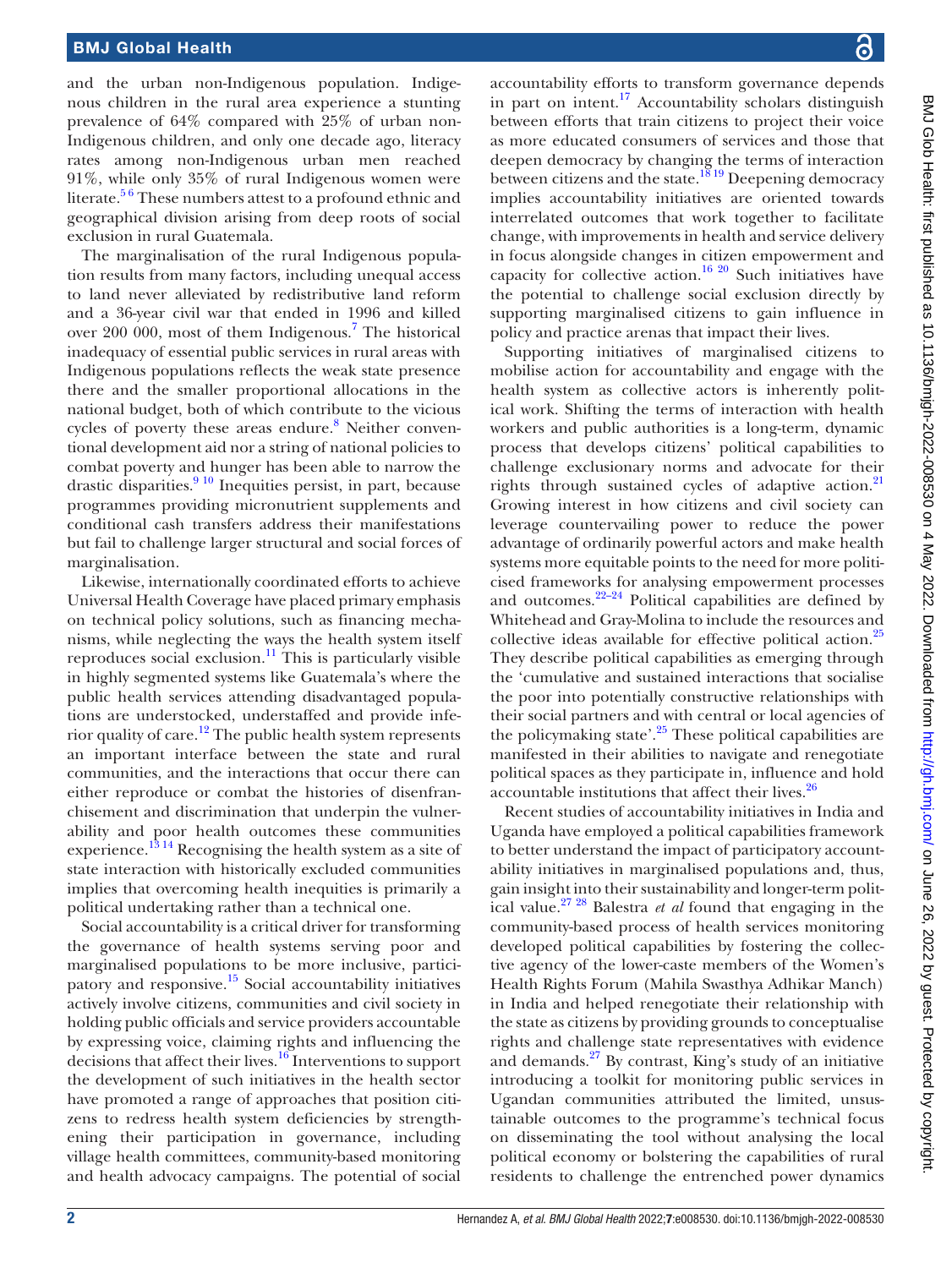and the urban non-Indigenous population. Indigenous children in the rural area experience a stunting prevalence of 64% compared with 25% of urban non-Indigenous children, and only one decade ago, literacy rates among non-Indigenous urban men reached 91%, while only 35% of rural Indigenous women were literate.[5,6] These numbers attest to a profound ethnic and geographical division arising from deep roots of social exclusion in rural Guatemala.

The marginalisation of the rural Indigenous population results from many factors, including unequal access to land never alleviated by redistributive land reform and a 36-year civil war that ended in 1996 and killed over 200 000, most of them Indigenous.[7] The historical inadequacy of essential public services in rural areas with Indigenous populations reflects the weak state presence there and the smaller proportional allocations in the national budget, both of which contribute to the vicious cycles of poverty these areas endure.[8] Neither conventional development aid nor a string of national policies to combat poverty and hunger has been able to narrow the drastic disparities.[9,10] Inequities persist, in part, because programmes providing micronutrient supplements and conditional cash transfers address their manifestations but fail to challenge larger structural and social forces of marginalisation.

Likewise, internationally coordinated efforts to achieve Universal Health Coverage have placed primary emphasis on technical policy solutions, such as financing mechanisms, while neglecting the ways the health system itself reproduces social exclusion.[11] This is particularly visible in highly segmented systems like Guatemala's where the public health services attending disadvantaged populations are understocked, understaffed and provide inferior quality of care.[12] The public health system represents an important interface between the state and rural communities, and the interactions that occur there can either reproduce or combat the histories of disenfranchisement and discrimination that underpin the vulnerability and poor health outcomes these communities experience.[13,14] Recognising the health system as a site of state interaction with historically excluded communities implies that overcoming health inequities is primarily a political undertaking rather than a technical one.

Social accountability is a critical driver for transforming the governance of health systems serving poor and marginalised populations to be more inclusive, participatory and responsive.[15] Social accountability initiatives actively involve citizens, communities and civil society in holding public officials and service providers accountable by expressing voice, claiming rights and influencing the decisions that affect their lives.[16] Interventions to support the development of such initiatives in the health sector have promoted a range of approaches that position citizens to redress health system deficiencies by strengthening their participation in governance, including village health committees, community-based monitoring and health advocacy campaigns. The potential of social accountability efforts to transform governance depends in part on intent.[17] Accountability scholars distinguish between efforts that train citizens to project their voice as more educated consumers of services and those that deepen democracy by changing the terms of interaction between citizens and the state.[18,19] Deepening democracy implies accountability initiatives are oriented towards interrelated outcomes that work together to facilitate change, with improvements in health and service delivery in focus alongside changes in citizen empowerment and capacity for collective action.[16,20] Such initiatives have the potential to challenge social exclusion directly by supporting marginalised citizens to gain influence in policy and practice arenas that impact their lives.

Supporting initiatives of marginalised citizens to mobilise action for accountability and engage with the health system as collective actors is inherently political work. Shifting the terms of interaction with health workers and public authorities is a long-term, dynamic process that develops citizens' political capabilities to challenge exclusionary norms and advocate for their rights through sustained cycles of adaptive action.[21] Growing interest in how citizens and civil society can leverage countervailing power to reduce the power advantage of ordinarily powerful actors and make health systems more equitable points to the need for more politicised frameworks for analysing empowerment processes and outcomes.[22–24] Political capabilities are defined by Whitehead and Gray-Molina to include the resources and collective ideas available for effective political action.[25] They describe political capabilities as emerging through the 'cumulative and sustained interactions that socialise the poor into potentially constructive relationships with their social partners and with central or local agencies of the policymaking state'.[25] These political capabilities are manifested in their abilities to navigate and renegotiate political spaces as they participate in, influence and hold accountable institutions that affect their lives.[26]

Recent studies of accountability initiatives in India and Uganda have employed a political capabilities framework to better understand the impact of participatory accountability initiatives in marginalised populations and, thus, gain insight into their sustainability and longer-term political value.[27,28] Balestra *et al* found that engaging in the community-based process of health services monitoring developed political capabilities by fostering the collective agency of the lower-caste members of the Women's Health Rights Forum (Mahila Swasthya Adhikar Manch) in India and helped renegotiate their relationship with the state as citizens by providing grounds to conceptualise rights and challenge state representatives with evidence and demands.[27] By contrast, King's study of an initiative introducing a toolkit for monitoring public services in Ugandan communities attributed the limited, unsustainable outcomes to the programme's technical focus on disseminating the tool without analysing the local political economy or bolstering the capabilities of rural residents to challenge the entrenched power dynamics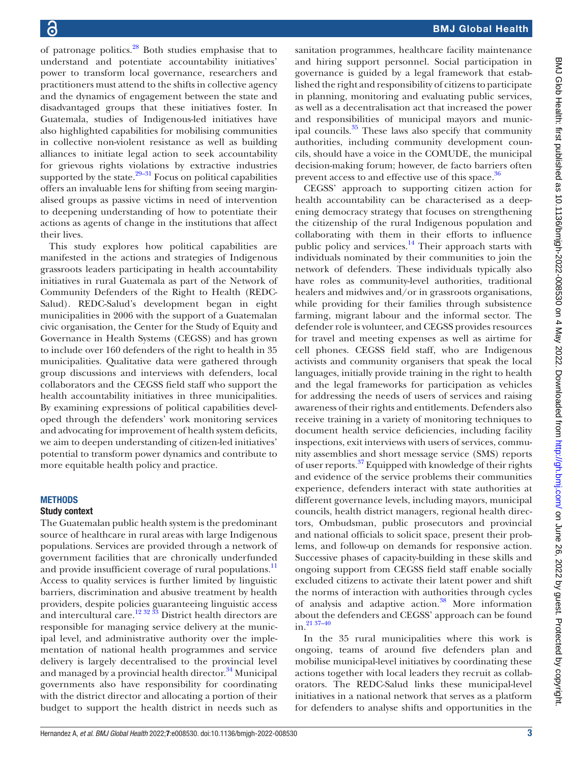of patronage politics.[28] Both studies emphasise that to understand and potentiate accountability initiatives' power to transform local governance, researchers and practitioners must attend to the shifts in collective agency and the dynamics of engagement between the state and disadvantaged groups that these initiatives foster. In Guatemala, studies of Indigenous-led initiatives have also highlighted capabilities for mobilising communities in collective non-violent resistance as well as building alliances to initiate legal action to seek accountability for grievous rights violations by extractive industries supported by the state.[29–31] Focus on political capabilities offers an invaluable lens for shifting from seeing marginalised groups as passive victims in need of intervention to deepening understanding of how to potentiate their actions as agents of change in the institutions that affect their lives.

This study explores how political capabilities are manifested in the actions and strategies of Indigenous grassroots leaders participating in health accountability initiatives in rural Guatemala as part of the Network of Community Defenders of the Right to Health (REDC-Salud). REDC-Salud's development began in eight municipalities in 2006 with the support of a Guatemalan civic organisation, the Center for the Study of Equity and Governance in Health Systems (CEGSS) and has grown to include over 160 defenders of the right to health in 35 municipalities. Qualitative data were gathered through group discussions and interviews with defenders, local collaborators and the CEGSS field staff who support the health accountability initiatives in three municipalities. By examining expressions of political capabilities developed through the defenders' work monitoring services and advocating for improvement of health system deficits, we aim to deepen understanding of citizen-led initiatives' potential to transform power dynamics and contribute to more equitable health policy and practice.

## METHODS

### Study context

The Guatemalan public health system is the predominant source of healthcare in rural areas with large Indigenous populations. Services are provided through a network of government facilities that are chronically underfunded and provide insufficient coverage of rural populations.[11] Access to quality services is further limited by linguistic barriers, discrimination and abusive treatment by health providers, despite policies guaranteeing linguistic access and intercultural care.[12 32 33] District health directors are responsible for managing service delivery at the municipal level, and administrative authority over the implementation of national health programmes and service delivery is largely decentralised to the provincial level and managed by a provincial health director.[34] Municipal governments also have responsibility for coordinating with the district director and allocating a portion of their budget to support the health district in needs such as sanitation programmes, healthcare facility maintenance and hiring support personnel. Social participation in governance is guided by a legal framework that established the right and responsibility of citizens to participate in planning, monitoring and evaluating public services, as well as a decentralisation act that increased the power and responsibilities of municipal mayors and municipal councils.[35] These laws also specify that community authorities, including community development councils, should have a voice in the COMUDE, the municipal decision-making forum; however, de facto barriers often prevent access to and effective use of this space.[36]

CEGSS' approach to supporting citizen action for health accountability can be characterised as a deepening democracy strategy that focuses on strengthening the citizenship of the rural Indigenous population and collaborating with them in their efforts to influence public policy and services.[14] Their approach starts with individuals nominated by their communities to join the network of defenders. These individuals typically also have roles as community-level authorities, traditional healers and midwives and/or in grassroots organisations, while providing for their families through subsistence farming, migrant labour and the informal sector. The defender role is volunteer, and CEGSS provides resources for travel and meeting expenses as well as airtime for cell phones. CEGSS field staff, who are Indigenous activists and community organisers that speak the local languages, initially provide training in the right to health and the legal frameworks for participation as vehicles for addressing the needs of users of services and raising awareness of their rights and entitlements. Defenders also receive training in a variety of monitoring techniques to document health service deficiencies, including facility inspections, exit interviews with users of services, community assemblies and short message service (SMS) reports of user reports.[37] Equipped with knowledge of their rights and evidence of the service problems their communities experience, defenders interact with state authorities at different governance levels, including mayors, municipal councils, health district managers, regional health directors, Ombudsman, public prosecutors and provincial and national officials to solicit space, present their problems, and follow-up on demands for responsive action. Successive phases of capacity-building in these skills and ongoing support from CEGSS field staff enable socially excluded citizens to activate their latent power and shift the norms of interaction with authorities through cycles of analysis and adaptive action.[38] More information about the defenders and CEGSS' approach can be found in.[21 37–40]

In the 35 rural municipalities where this work is ongoing, teams of around five defenders plan and mobilise municipal-level initiatives by coordinating these actions together with local leaders they recruit as collaborators. The REDC-Salud links these municipal-level initiatives in a national network that serves as a platform for defenders to analyse shifts and opportunities in the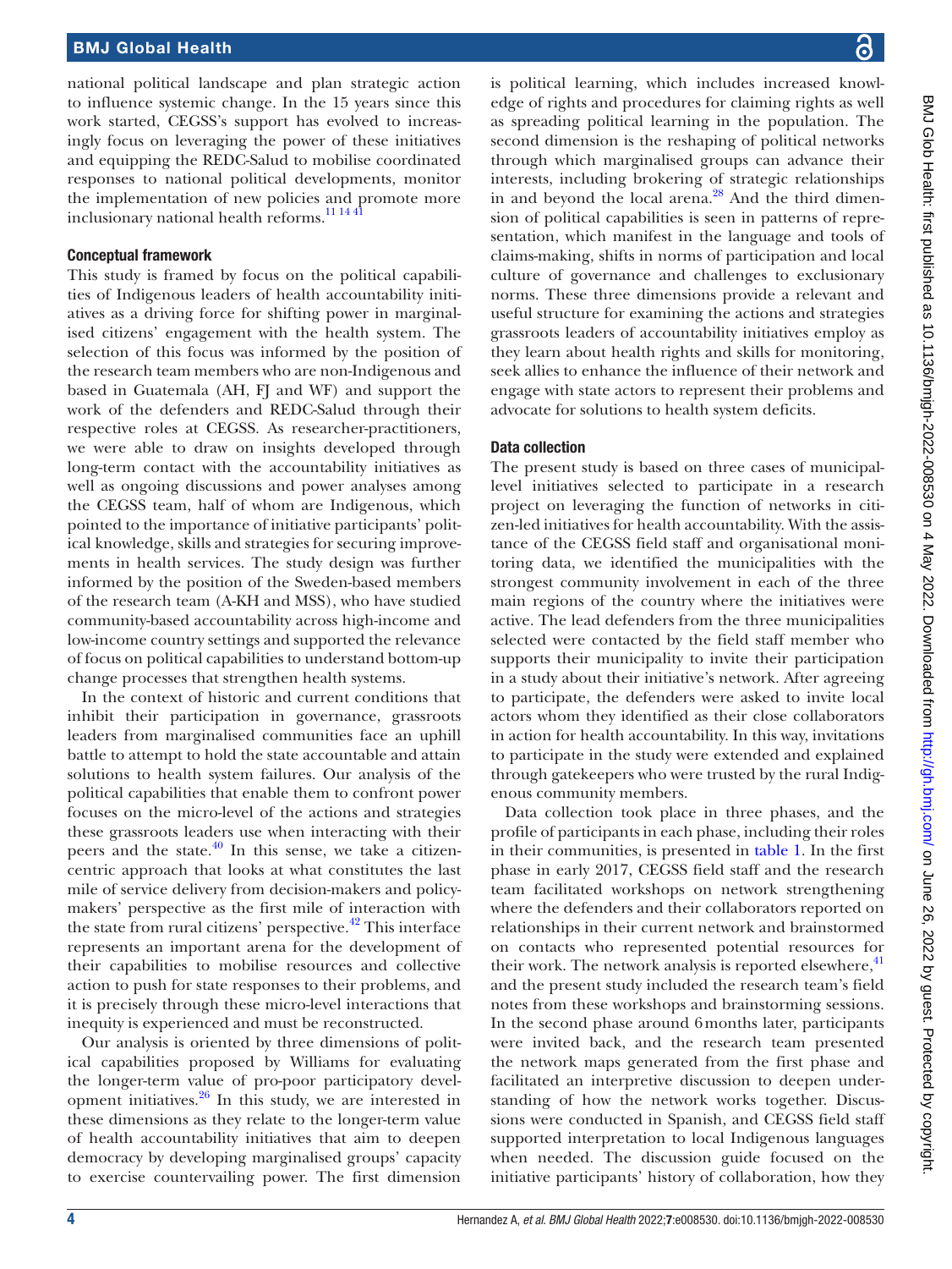national political landscape and plan strategic action to influence systemic change. In the 15 years since this work started, CEGSS's support has evolved to increasingly focus on leveraging the power of these initiatives and equipping the REDC-Salud to mobilise coordinated responses to national political developments, monitor the implementation of new policies and promote more inclusionary national health reforms.[11 14 41]

### Conceptual framework

This study is framed by focus on the political capabilities of Indigenous leaders of health accountability initiatives as a driving force for shifting power in marginalised citizens' engagement with the health system. The selection of this focus was informed by the position of the research team members who are non-Indigenous and based in Guatemala (AH, FJ and WF) and support the work of the defenders and REDC-Salud through their respective roles at CEGSS. As researcher-practitioners, we were able to draw on insights developed through long-term contact with the accountability initiatives as well as ongoing discussions and power analyses among the CEGSS team, half of whom are Indigenous, which pointed to the importance of initiative participants' political knowledge, skills and strategies for securing improvements in health services. The study design was further informed by the position of the Sweden-based members of the research team (A-KH and MSS), who have studied community-based accountability across high-income and low-income country settings and supported the relevance of focus on political capabilities to understand bottom-up change processes that strengthen health systems.

In the context of historic and current conditions that inhibit their participation in governance, grassroots leaders from marginalised communities face an uphill battle to attempt to hold the state accountable and attain solutions to health system failures. Our analysis of the political capabilities that enable them to confront power focuses on the micro-level of the actions and strategies these grassroots leaders use when interacting with their peers and the state.[40] In this sense, we take a citizen-centric approach that looks at what constitutes the last mile of service delivery from decision-makers and policy-makers' perspective as the first mile of interaction with the state from rural citizens' perspective.[42] This interface represents an important arena for the development of their capabilities to mobilise resources and collective action to push for state responses to their problems, and it is precisely through these micro-level interactions that inequity is experienced and must be reconstructed.

Our analysis is oriented by three dimensions of political capabilities proposed by Williams for evaluating the longer-term value of pro-poor participatory development initiatives.[26] In this study, we are interested in these dimensions as they relate to the longer-term value of health accountability initiatives that aim to deepen democracy by developing marginalised groups' capacity to exercise countervailing power. The first dimension is political learning, which includes increased knowledge of rights and procedures for claiming rights as well as spreading political learning in the population. The second dimension is the reshaping of political networks through which marginalised groups can advance their interests, including brokering of strategic relationships in and beyond the local arena.[28] And the third dimension of political capabilities is seen in patterns of representation, which manifest in the language and tools of claims-making, shifts in norms of participation and local culture of governance and challenges to exclusionary norms. These three dimensions provide a relevant and useful structure for examining the actions and strategies grassroots leaders of accountability initiatives employ as they learn about health rights and skills for monitoring, seek allies to enhance the influence of their network and engage with state actors to represent their problems and advocate for solutions to health system deficits.

### Data collection

The present study is based on three cases of municipal-level initiatives selected to participate in a research project on leveraging the function of networks in citizen-led initiatives for health accountability. With the assistance of the CEGSS field staff and organisational monitoring data, we identified the municipalities with the strongest community involvement in each of the three main regions of the country where the initiatives were active. The lead defenders from the three municipalities selected were contacted by the field staff member who supports their municipality to invite their participation in a study about their initiative's network. After agreeing to participate, the defenders were asked to invite local actors whom they identified as their close collaborators in action for health accountability. In this way, invitations to participate in the study were extended and explained through gatekeepers who were trusted by the rural Indigenous community members.

Data collection took place in three phases, and the profile of participants in each phase, including their roles in their communities, is presented in table 1. In the first phase in early 2017, CEGSS field staff and the research team facilitated workshops on network strengthening where the defenders and their collaborators reported on relationships in their current network and brainstormed on contacts who represented potential resources for their work. The network analysis is reported elsewhere,[41] and the present study included the research team's field notes from these workshops and brainstorming sessions. In the second phase around 6 months later, participants were invited back, and the research team presented the network maps generated from the first phase and facilitated an interpretive discussion to deepen understanding of how the network works together. Discussions were conducted in Spanish, and CEGSS field staff supported interpretation to local Indigenous languages when needed. The discussion guide focused on the initiative participants' history of collaboration, how they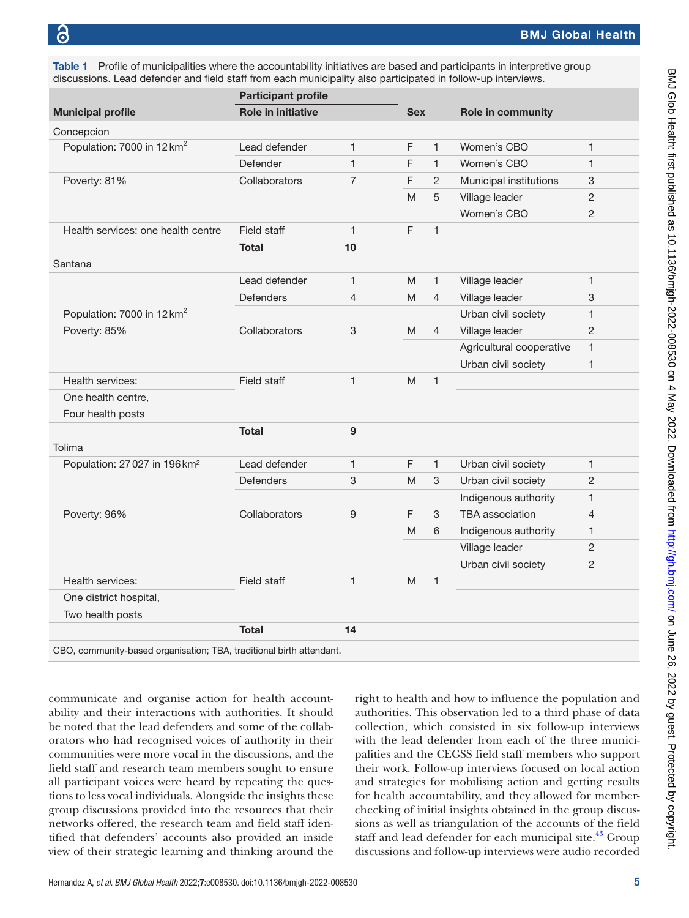**Table 1** Profile of municipalities where the accountability initiatives are based and participants in interpretive group discussions. Lead defender and field staff from each municipality also participated in follow-up interviews.

| Municipal profile | Participant profile | | | | | |
|---|---|---|---|---|---|---|
| | Role in initiative | | Sex | | Role in community | |
| Concepcion | | | | | | |
| Population: 7000 in 12 km$^2$ | Lead defender | 1 | F | 1 | Women's CBO | 1 |
| | Defender | 1 | F | 1 | Women's CBO | 1 |
| Poverty: 81% | Collaborators | 7 | F | 2 | Municipal institutions | 3 |
| | | | M | 5 | Village leader | 2 |
| | | | | | Women's CBO | 2 |
| Health services: one health centre | Field staff | 1 | F | 1 | | |
| | **Total** | **10** | | | | |
| Santana | | | | | | |
| | Lead defender | 1 | M | 1 | Village leader | 1 |
| | Defenders | 4 | M | 4 | Village leader | 3 |
| Population: 7000 in 12 km$^2$ | | | | | Urban civil society | 1 |
| Poverty: 85% | Collaborators | 3 | M | 4 | Village leader | 2 |
| | | | | | Agricultural cooperative | 1 |
| | | | | | Urban civil society | 1 |
| Health services: | Field staff | 1 | M | 1 | | |
| One health centre, | | | | | | |
| Four health posts | | | | | | |
| | **Total** | **9** | | | | |
| Tolima | | | | | | |
| Population: 27 027 in 196 km$^2$ | Lead defender | 1 | F | 1 | Urban civil society | 1 |
| | Defenders | 3 | M | 3 | Urban civil society | 2 |
| | | | | | Indigenous authority | 1 |
| Poverty: 96% | Collaborators | 9 | F | 3 | TBA association | 4 |
| | | | M | 6 | Indigenous authority | 1 |
| | | | | | Village leader | 2 |
| | | | | | Urban civil society | 2 |
| Health services: | Field staff | 1 | M | 1 | | |
| One district hospital, | | | | | | |
| Two health posts | | | | | | |
| | **Total** | **14** | | | | |

CBO, community-based organisation; TBA, traditional birth attendant.

communicate and organise action for health accountability and their interactions with authorities. It should be noted that the lead defenders and some of the collaborators who had recognised voices of authority in their communities were more vocal in the discussions, and the field staff and research team members sought to ensure all participant voices were heard by repeating the questions to less vocal individuals. Alongside the insights these group discussions provided into the resources that their networks offered, the research team and field staff identified that defenders' accounts also provided an inside view of their strategic learning and thinking around the right to health and how to influence the population and authorities. This observation led to a third phase of data collection, which consisted in six follow-up interviews with the lead defender from each of the three municipalities and the CEGSS field staff members who support their work. Follow-up interviews focused on local action and strategies for mobilising action and getting results for health accountability, and they allowed for member-checking of initial insights obtained in the group discussions as well as triangulation of the accounts of the field staff and lead defender for each municipal site.[43] Group discussions and follow-up interviews were audio recorded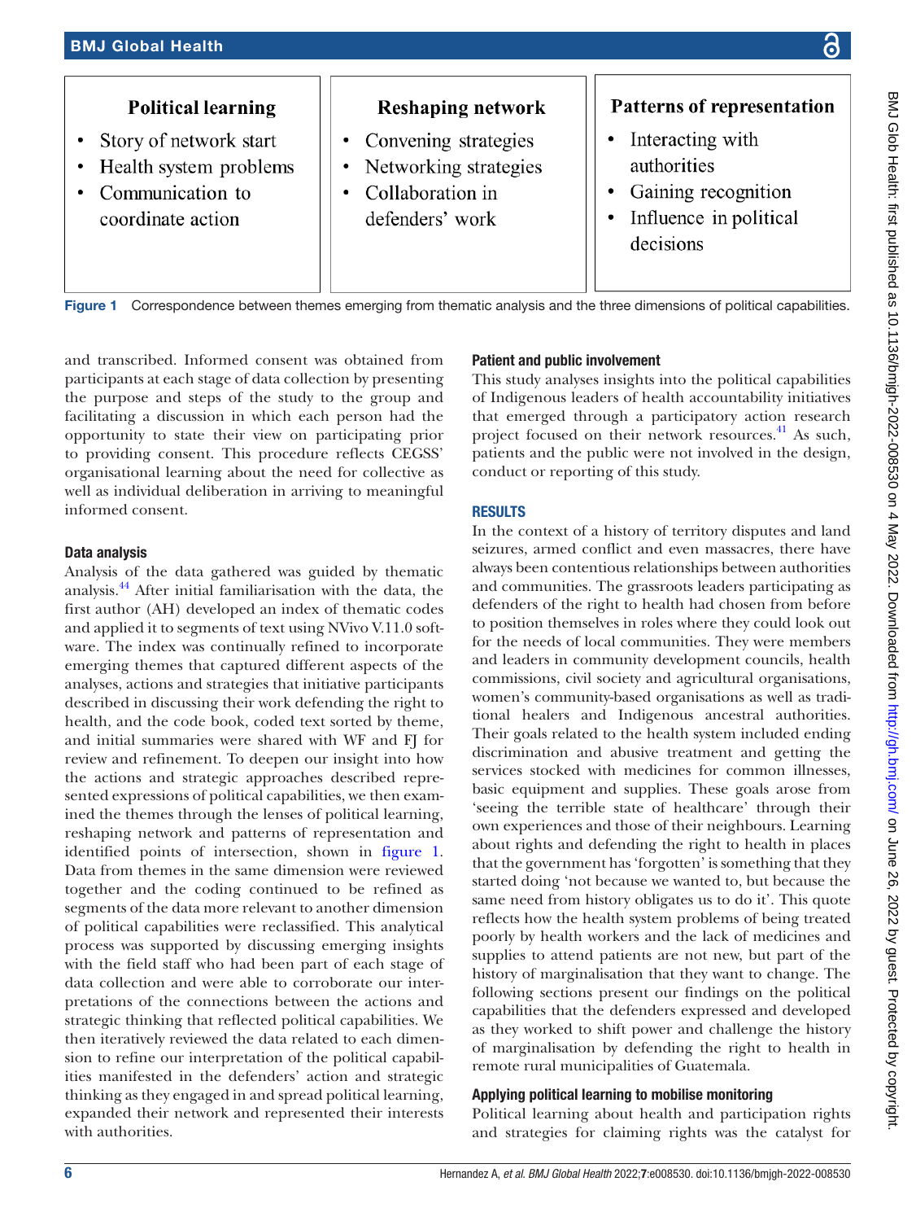**Political learning**

- Story of network start
- Health system problems
- Communication to coordinate action

**Reshaping network**

- Convening strategies
- Networking strategies
- Collaboration in defenders' work

**Patterns of representation**

- Interacting with authorities
- Gaining recognition
- Influence in political decisions

Figure 1 Correspondence between themes emerging from thematic analysis and the three dimensions of political capabilities.

and transcribed. Informed consent was obtained from participants at each stage of data collection by presenting the purpose and steps of the study to the group and facilitating a discussion in which each person had the opportunity to state their view on participating prior to providing consent. This procedure reflects CEGSS' organisational learning about the need for collective as well as individual deliberation in arriving to meaningful informed consent.

### Data analysis

Analysis of the data gathered was guided by thematic analysis.[44] After initial familiarisation with the data, the first author (AH) developed an index of thematic codes and applied it to segments of text using NVivo V.11.0 software. The index was continually refined to incorporate emerging themes that captured different aspects of the analyses, actions and strategies that initiative participants described in discussing their work defending the right to health, and the code book, coded text sorted by theme, and initial summaries were shared with WF and FJ for review and refinement. To deepen our insight into how the actions and strategic approaches described represented expressions of political capabilities, we then examined the themes through the lenses of political learning, reshaping network and patterns of representation and identified points of intersection, shown in figure 1. Data from themes in the same dimension were reviewed together and the coding continued to be refined as segments of the data more relevant to another dimension of political capabilities were reclassified. This analytical process was supported by discussing emerging insights with the field staff who had been part of each stage of data collection and were able to corroborate our interpretations of the connections between the actions and strategic thinking that reflected political capabilities. We then iteratively reviewed the data related to each dimension to refine our interpretation of the political capabilities manifested in the defenders' action and strategic thinking as they engaged in and spread political learning, expanded their network and represented their interests with authorities.

### Patient and public involvement

This study analyses insights into the political capabilities of Indigenous leaders of health accountability initiatives that emerged through a participatory action research project focused on their network resources.[41] As such, patients and the public were not involved in the design, conduct or reporting of this study.

## RESULTS

In the context of a history of territory disputes and land seizures, armed conflict and even massacres, there have always been contentious relationships between authorities and communities. The grassroots leaders participating as defenders of the right to health had chosen from before to position themselves in roles where they could look out for the needs of local communities. They were members and leaders in community development councils, health commissions, civil society and agricultural organisations, women's community-based organisations as well as traditional healers and Indigenous ancestral authorities. Their goals related to the health system included ending discrimination and abusive treatment and getting the services stocked with medicines for common illnesses, basic equipment and supplies. These goals arose from 'seeing the terrible state of healthcare' through their own experiences and those of their neighbours. Learning about rights and defending the right to health in places that the government has 'forgotten' is something that they started doing 'not because we wanted to, but because the same need from history obligates us to do it'. This quote reflects how the health system problems of being treated poorly by health workers and the lack of medicines and supplies to attend patients are not new, but part of the history of marginalisation that they want to change. The following sections present our findings on the political capabilities that the defenders expressed and developed as they worked to shift power and challenge the history of marginalisation by defending the right to health in remote rural municipalities of Guatemala.

### Applying political learning to mobilise monitoring

Political learning about health and participation rights and strategies for claiming rights was the catalyst for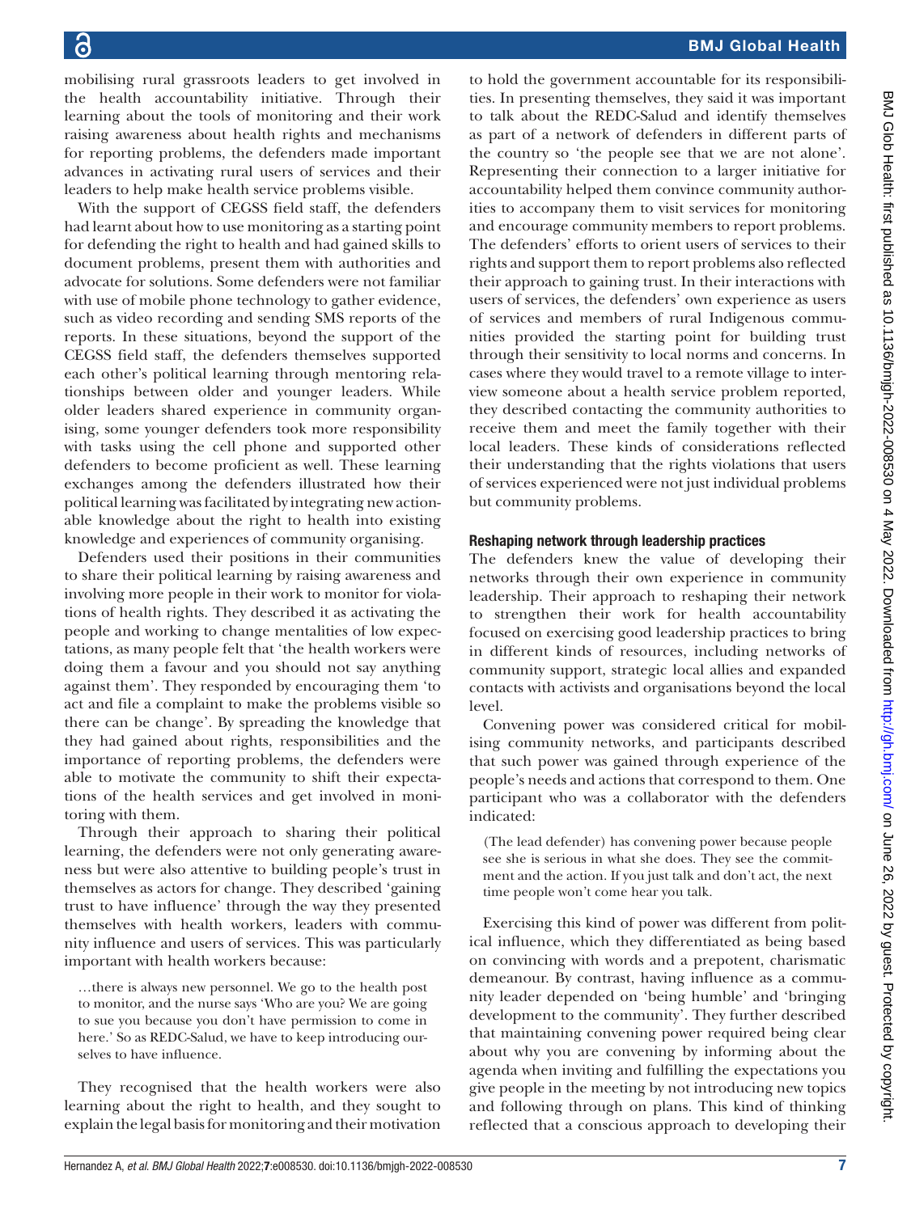mobilising rural grassroots leaders to get involved in the health accountability initiative. Through their learning about the tools of monitoring and their work raising awareness about health rights and mechanisms for reporting problems, the defenders made important advances in activating rural users of services and their leaders to help make health service problems visible.

With the support of CEGSS field staff, the defenders had learnt about how to use monitoring as a starting point for defending the right to health and had gained skills to document problems, present them with authorities and advocate for solutions. Some defenders were not familiar with use of mobile phone technology to gather evidence, such as video recording and sending SMS reports of the reports. In these situations, beyond the support of the CEGSS field staff, the defenders themselves supported each other's political learning through mentoring relationships between older and younger leaders. While older leaders shared experience in community organising, some younger defenders took more responsibility with tasks using the cell phone and supported other defenders to become proficient as well. These learning exchanges among the defenders illustrated how their political learning was facilitated by integrating new actionable knowledge about the right to health into existing knowledge and experiences of community organising.

Defenders used their positions in their communities to share their political learning by raising awareness and involving more people in their work to monitor for violations of health rights. They described it as activating the people and working to change mentalities of low expectations, as many people felt that 'the health workers were doing them a favour and you should not say anything against them'. They responded by encouraging them 'to act and file a complaint to make the problems visible so there can be change'. By spreading the knowledge that they had gained about rights, responsibilities and the importance of reporting problems, the defenders were able to motivate the community to shift their expectations of the health services and get involved in monitoring with them.

Through their approach to sharing their political learning, the defenders were not only generating awareness but were also attentive to building people's trust in themselves as actors for change. They described 'gaining trust to have influence' through the way they presented themselves with health workers, leaders with community influence and users of services. This was particularly important with health workers because:

> …there is always new personnel. We go to the health post to monitor, and the nurse says 'Who are you? We are going to sue you because you don't have permission to come in here.' So as REDC-Salud, we have to keep introducing ourselves to have influence.

They recognised that the health workers were also learning about the right to health, and they sought to explain the legal basis for monitoring and their motivation to hold the government accountable for its responsibilities. In presenting themselves, they said it was important to talk about the REDC-Salud and identify themselves as part of a network of defenders in different parts of the country so 'the people see that we are not alone'. Representing their connection to a larger initiative for accountability helped them convince community authorities to accompany them to visit services for monitoring and encourage community members to report problems. The defenders' efforts to orient users of services to their rights and support them to report problems also reflected their approach to gaining trust. In their interactions with users of services, the defenders' own experience as users of services and members of rural Indigenous communities provided the starting point for building trust through their sensitivity to local norms and concerns. In cases where they would travel to a remote village to interview someone about a health service problem reported, they described contacting the community authorities to receive them and meet the family together with their local leaders. These kinds of considerations reflected their understanding that the rights violations that users of services experienced were not just individual problems but community problems.

### Reshaping network through leadership practices

The defenders knew the value of developing their networks through their own experience in community leadership. Their approach to reshaping their network to strengthen their work for health accountability focused on exercising good leadership practices to bring in different kinds of resources, including networks of community support, strategic local allies and expanded contacts with activists and organisations beyond the local level.

Convening power was considered critical for mobilising community networks, and participants described that such power was gained through experience of the people's needs and actions that correspond to them. One participant who was a collaborator with the defenders indicated:

> (The lead defender) has convening power because people see she is serious in what she does. They see the commitment and the action. If you just talk and don't act, the next time people won't come hear you talk.

Exercising this kind of power was different from political influence, which they differentiated as being based on convincing with words and a prepotent, charismatic demeanour. By contrast, having influence as a community leader depended on 'being humble' and 'bringing development to the community'. They further described that maintaining convening power required being clear about why you are convening by informing about the agenda when inviting and fulfilling the expectations you give people in the meeting by not introducing new topics and following through on plans. This kind of thinking reflected that a conscious approach to developing their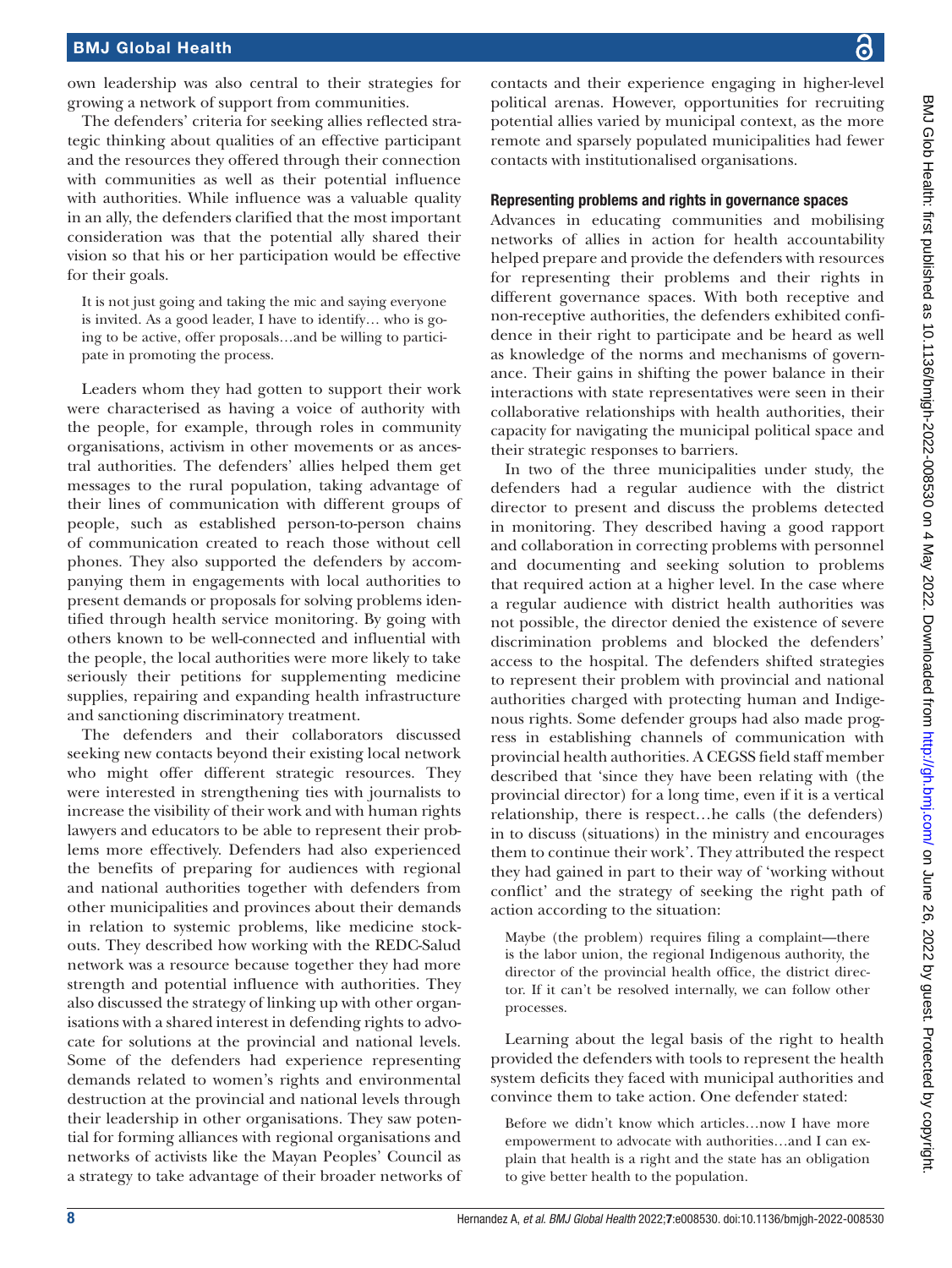own leadership was also central to their strategies for growing a network of support from communities.

The defenders' criteria for seeking allies reflected strategic thinking about qualities of an effective participant and the resources they offered through their connection with communities as well as their potential influence with authorities. While influence was a valuable quality in an ally, the defenders clarified that the most important consideration was that the potential ally shared their vision so that his or her participation would be effective for their goals.

> It is not just going and taking the mic and saying everyone is invited. As a good leader, I have to identify… who is going to be active, offer proposals…and be willing to participate in promoting the process.

Leaders whom they had gotten to support their work were characterised as having a voice of authority with the people, for example, through roles in community organisations, activism in other movements or as ancestral authorities. The defenders' allies helped them get messages to the rural population, taking advantage of their lines of communication with different groups of people, such as established person-to-person chains of communication created to reach those without cell phones. They also supported the defenders by accompanying them in engagements with local authorities to present demands or proposals for solving problems identified through health service monitoring. By going with others known to be well-connected and influential with the people, the local authorities were more likely to take seriously their petitions for supplementing medicine supplies, repairing and expanding health infrastructure and sanctioning discriminatory treatment.

The defenders and their collaborators discussed seeking new contacts beyond their existing local network who might offer different strategic resources. They were interested in strengthening ties with journalists to increase the visibility of their work and with human rights lawyers and educators to be able to represent their problems more effectively. Defenders had also experienced the benefits of preparing for audiences with regional and national authorities together with defenders from other municipalities and provinces about their demands in relation to systemic problems, like medicine stockouts. They described how working with the REDC-Salud network was a resource because together they had more strength and potential influence with authorities. They also discussed the strategy of linking up with other organisations with a shared interest in defending rights to advocate for solutions at the provincial and national levels. Some of the defenders had experience representing demands related to women's rights and environmental destruction at the provincial and national levels through their leadership in other organisations. They saw potential for forming alliances with regional organisations and networks of activists like the Mayan Peoples' Council as a strategy to take advantage of their broader networks of contacts and their experience engaging in higher-level political arenas. However, opportunities for recruiting potential allies varied by municipal context, as the more remote and sparsely populated municipalities had fewer contacts with institutionalised organisations.

### Representing problems and rights in governance spaces

Advances in educating communities and mobilising networks of allies in action for health accountability helped prepare and provide the defenders with resources for representing their problems and their rights in different governance spaces. With both receptive and non-receptive authorities, the defenders exhibited confidence in their right to participate and be heard as well as knowledge of the norms and mechanisms of governance. Their gains in shifting the power balance in their interactions with state representatives were seen in their collaborative relationships with health authorities, their capacity for navigating the municipal political space and their strategic responses to barriers.

In two of the three municipalities under study, the defenders had a regular audience with the district director to present and discuss the problems detected in monitoring. They described having a good rapport and collaboration in correcting problems with personnel and documenting and seeking solution to problems that required action at a higher level. In the case where a regular audience with district health authorities was not possible, the director denied the existence of severe discrimination problems and blocked the defenders' access to the hospital. The defenders shifted strategies to represent their problem with provincial and national authorities charged with protecting human and Indigenous rights. Some defender groups had also made progress in establishing channels of communication with provincial health authorities. A CEGSS field staff member described that 'since they have been relating with (the provincial director) for a long time, even if it is a vertical relationship, there is respect…he calls (the defenders) in to discuss (situations) in the ministry and encourages them to continue their work'. They attributed the respect they had gained in part to their way of 'working without conflict' and the strategy of seeking the right path of action according to the situation:

> Maybe (the problem) requires filing a complaint—there is the labor union, the regional Indigenous authority, the director of the provincial health office, the district director. If it can't be resolved internally, we can follow other processes.

Learning about the legal basis of the right to health provided the defenders with tools to represent the health system deficits they faced with municipal authorities and convince them to take action. One defender stated:

> Before we didn't know which articles…now I have more empowerment to advocate with authorities…and I can explain that health is a right and the state has an obligation to give better health to the population.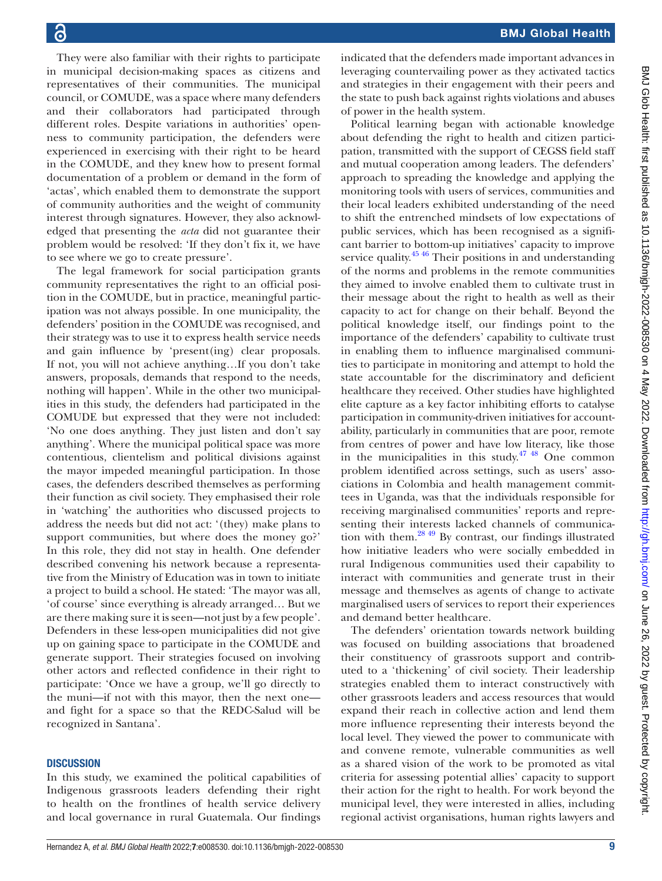They were also familiar with their rights to participate in municipal decision-making spaces as citizens and representatives of their communities. The municipal council, or COMUDE, was a space where many defenders and their collaborators had participated through different roles. Despite variations in authorities' openness to community participation, the defenders were experienced in exercising with their right to be heard in the COMUDE, and they knew how to present formal documentation of a problem or demand in the form of 'actas', which enabled them to demonstrate the support of community authorities and the weight of community interest through signatures. However, they also acknowledged that presenting the *acta* did not guarantee their problem would be resolved: 'If they don't fix it, we have to see where we go to create pressure'.

The legal framework for social participation grants community representatives the right to an official position in the COMUDE, but in practice, meaningful participation was not always possible. In one municipality, the defenders' position in the COMUDE was recognised, and their strategy was to use it to express health service needs and gain influence by 'present(ing) clear proposals. If not, you will not achieve anything…If you don't take answers, proposals, demands that respond to the needs, nothing will happen'. While in the other two municipalities in this study, the defenders had participated in the COMUDE but expressed that they were not included: 'No one does anything. They just listen and don't say anything'. Where the municipal political space was more contentious, clientelism and political divisions against the mayor impeded meaningful participation. In those cases, the defenders described themselves as performing their function as civil society. They emphasised their role in 'watching' the authorities who discussed projects to address the needs but did not act: '(they) make plans to support communities, but where does the money go?' In this role, they did not stay in health. One defender described convening his network because a representative from the Ministry of Education was in town to initiate a project to build a school. He stated: 'The mayor was all, 'of course' since everything is already arranged… But we are there making sure it is seen—not just by a few people'. Defenders in these less-open municipalities did not give up on gaining space to participate in the COMUDE and generate support. Their strategies focused on involving other actors and reflected confidence in their right to participate: 'Once we have a group, we'll go directly to the muni—if not with this mayor, then the next one—and fight for a space so that the REDC-Salud will be recognized in Santana'.

## DISCUSSION

In this study, we examined the political capabilities of Indigenous grassroots leaders defending their right to health on the frontlines of health service delivery and local governance in rural Guatemala. Our findings indicated that the defenders made important advances in leveraging countervailing power as they activated tactics and strategies in their engagement with their peers and the state to push back against rights violations and abuses of power in the health system.

Political learning began with actionable knowledge about defending the right to health and citizen participation, transmitted with the support of CEGSS field staff and mutual cooperation among leaders. The defenders' approach to spreading the knowledge and applying the monitoring tools with users of services, communities and their local leaders exhibited understanding of the need to shift the entrenched mindsets of low expectations of public services, which has been recognised as a significant barrier to bottom-up initiatives' capacity to improve service quality.[45,46] Their positions in and understanding of the norms and problems in the remote communities they aimed to involve enabled them to cultivate trust in their message about the right to health as well as their capacity to act for change on their behalf. Beyond the political knowledge itself, our findings point to the importance of the defenders' capability to cultivate trust in enabling them to influence marginalised communities to participate in monitoring and attempt to hold the state accountable for the discriminatory and deficient healthcare they received. Other studies have highlighted elite capture as a key factor inhibiting efforts to catalyse participation in community-driven initiatives for accountability, particularly in communities that are poor, remote from centres of power and have low literacy, like those in the municipalities in this study.[47,48] One common problem identified across settings, such as users' associations in Colombia and health management committees in Uganda, was that the individuals responsible for receiving marginalised communities' reports and representing their interests lacked channels of communication with them.[28,49] By contrast, our findings illustrated how initiative leaders who were socially embedded in rural Indigenous communities used their capability to interact with communities and generate trust in their message and themselves as agents of change to activate marginalised users of services to report their experiences and demand better healthcare.

The defenders' orientation towards network building was focused on building associations that broadened their constituency of grassroots support and contributed to a 'thickening' of civil society. Their leadership strategies enabled them to interact constructively with other grassroots leaders and access resources that would expand their reach in collective action and lend them more influence representing their interests beyond the local level. They viewed the power to communicate with and convene remote, vulnerable communities as well as a shared vision of the work to be promoted as vital criteria for assessing potential allies' capacity to support their action for the right to health. For work beyond the municipal level, they were interested in allies, including regional activist organisations, human rights lawyers and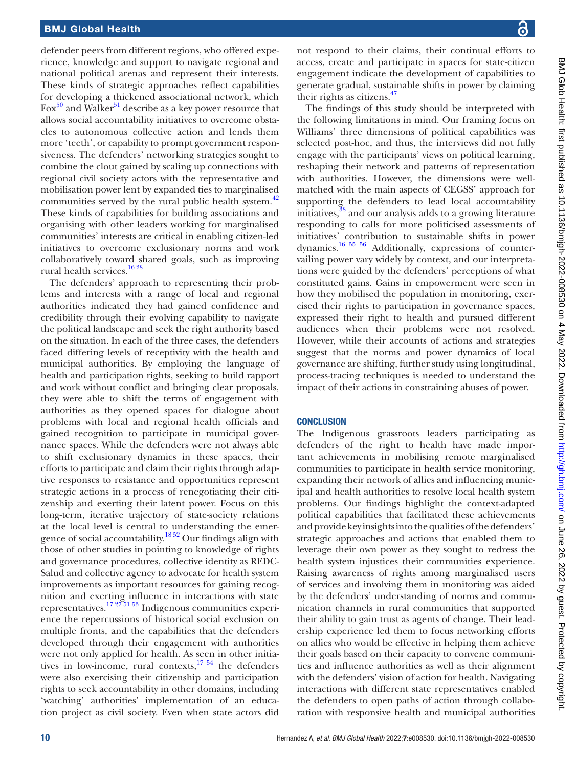defender peers from different regions, who offered experience, knowledge and support to navigate regional and national political arenas and represent their interests. These kinds of strategic approaches reflect capabilities for developing a thickened associational network, which Fox[50] and Walker[51] describe as a key power resource that allows social accountability initiatives to overcome obstacles to autonomous collective action and lends them more 'teeth', or capability to prompt government responsiveness. The defenders' networking strategies sought to combine the clout gained by scaling up connections with regional civil society actors with the representative and mobilisation power lent by expanded ties to marginalised communities served by the rural public health system.[42] These kinds of capabilities for building associations and organising with other leaders working for marginalised communities' interests are critical in enabling citizen-led initiatives to overcome exclusionary norms and work collaboratively toward shared goals, such as improving rural health services.[16 28]

The defenders' approach to representing their problems and interests with a range of local and regional authorities indicated they had gained confidence and credibility through their evolving capability to navigate the political landscape and seek the right authority based on the situation. In each of the three cases, the defenders faced differing levels of receptivity with the health and municipal authorities. By employing the language of health and participation rights, seeking to build rapport and work without conflict and bringing clear proposals, they were able to shift the terms of engagement with authorities as they opened spaces for dialogue about problems with local and regional health officials and gained recognition to participate in municipal governance spaces. While the defenders were not always able to shift exclusionary dynamics in these spaces, their efforts to participate and claim their rights through adaptive responses to resistance and opportunities represent strategic actions in a process of renegotiating their citizenship and exerting their latent power. Focus on this long-term, iterative trajectory of state-society relations at the local level is central to understanding the emergence of social accountability.[18 52] Our findings align with those of other studies in pointing to knowledge of rights and governance procedures, collective identity as REDC-Salud and collective agency to advocate for health system improvements as important resources for gaining recognition and exerting influence in interactions with state representatives.[17 27 51 53] Indigenous communities experience the repercussions of historical social exclusion on multiple fronts, and the capabilities that the defenders developed through their engagement with authorities were not only applied for health. As seen in other initiatives in low-income, rural contexts,[17 54] the defenders were also exercising their citizenship and participation rights to seek accountability in other domains, including 'watching' authorities' implementation of an education project as civil society. Even when state actors did not respond to their claims, their continual efforts to access, create and participate in spaces for state-citizen engagement indicate the development of capabilities to generate gradual, sustainable shifts in power by claiming their rights as citizens.[47]

The findings of this study should be interpreted with the following limitations in mind. Our framing focus on Williams' three dimensions of political capabilities was selected post-hoc, and thus, the interviews did not fully engage with the participants' views on political learning, reshaping their network and patterns of representation with authorities. However, the dimensions were well-matched with the main aspects of CEGSS' approach for supporting the defenders to lead local accountability initiatives,[38] and our analysis adds to a growing literature responding to calls for more politicised assessments of initiatives' contribution to sustainable shifts in power dynamics.[16 55 56] Additionally, expressions of countervailing power vary widely by context, and our interpretations were guided by the defenders' perceptions of what constituted gains. Gains in empowerment were seen in how they mobilised the population in monitoring, exercised their rights to participation in governance spaces, expressed their right to health and pursued different audiences when their problems were not resolved. However, while their accounts of actions and strategies suggest that the norms and power dynamics of local governance are shifting, further study using longitudinal, process-tracing techniques is needed to understand the impact of their actions in constraining abuses of power.

## CONCLUSION

The Indigenous grassroots leaders participating as defenders of the right to health have made important achievements in mobilising remote marginalised communities to participate in health service monitoring, expanding their network of allies and influencing municipal and health authorities to resolve local health system problems. Our findings highlight the context-adapted political capabilities that facilitated these achievements and provide key insights into the qualities of the defenders' strategic approaches and actions that enabled them to leverage their own power as they sought to redress the health system injustices their communities experience. Raising awareness of rights among marginalised users of services and involving them in monitoring was aided by the defenders' understanding of norms and communication channels in rural communities that supported their ability to gain trust as agents of change. Their leadership experience led them to focus networking efforts on allies who would be effective in helping them achieve their goals based on their capacity to convene communities and influence authorities as well as their alignment with the defenders' vision of action for health. Navigating interactions with different state representatives enabled the defenders to open paths of action through collaboration with responsive health and municipal authorities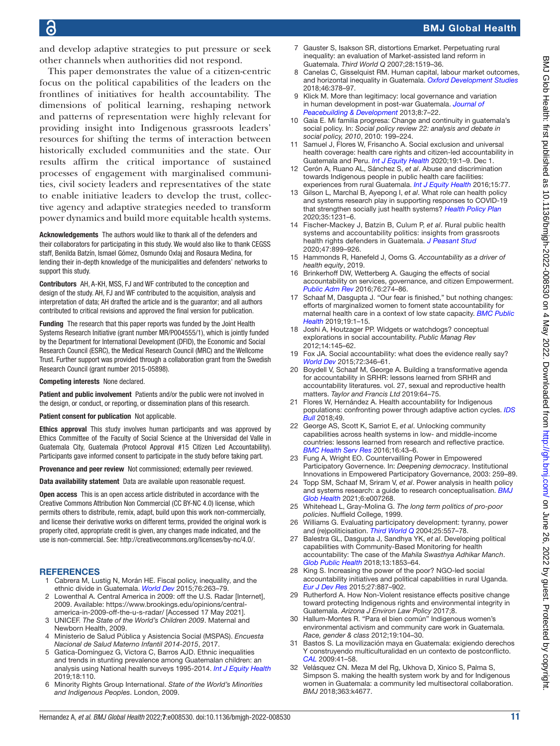and develop adaptive strategies to put pressure or seek other channels when authorities did not respond.

This paper demonstrates the value of a citizen-centric focus on the political capabilities of the leaders on the frontlines of initiatives for health accountability. The dimensions of political learning, reshaping network and patterns of representation were highly relevant for providing insight into Indigenous grassroots leaders' resources for shifting the terms of interaction between historically excluded communities and the state. Our results affirm the critical importance of sustained processes of engagement with marginalised communities, civil society leaders and representatives of the state to enable initiative leaders to develop the trust, collective agency and adaptive strategies needed to transform power dynamics and build more equitable health systems.

**Acknowledgements** The authors would like to thank all of the defenders and their collaborators for participating in this study. We would also like to thank CEGSS staff, Benilda Batzín, Ismael Gómez, Osmundo Oxlaj and Rosaura Medina, for lending their in-depth knowledge of the municipalities and defenders' networks to support this study.

**Contributors** AH, A-KH, MSS, FJ and WF contributed to the conception and design of the study. AH, FJ and WF contributed to the acquisition, analysis and interpretation of data; AH drafted the article and is the guarantor; and all authors contributed to critical revisions and approved the final version for publication.

**Funding** The research that this paper reports was funded by the Joint Health Systems Research Initiative (grant number MR/P004555/1), which is jointly funded by the Department for International Development (DFID), the Economic and Social Research Council (ESRC), the Medical Research Council (MRC) and the Wellcome Trust. Further support was provided through a collaboration grant from the Swedish Research Council (grant number 2015-05898).

**Competing interests** None declared.

**Patient and public involvement** Patients and/or the public were not involved in the design, or conduct, or reporting, or dissemination plans of this research.

**Patient consent for publication** Not applicable.

**Ethics approval** This study involves human participants and was approved by Ethics Committee of the Faculty of Social Science at the Universidad del Valle in Guatemala City, Guatemala (Protocol Approval #15 Citizen Led Accountability). Participants gave informed consent to participate in the study before taking part.

**Provenance and peer review** Not commissioned; externally peer reviewed.

**Data availability statement** Data are available upon reasonable request.

**Open access** This is an open access article distributed in accordance with the Creative Commons Attribution Non Commercial (CC BY-NC 4.0) license, which permits others to distribute, remix, adapt, build upon this work non-commercially, and license their derivative works on different terms, provided the original work is properly cited, appropriate credit is given, any changes made indicated, and the use is non-commercial. See: http://creativecommons.org/licenses/by-nc/4.0/.

## REFERENCES

1. Cabrera M, Lustig N, Morán HE. Fiscal policy, inequality, and the ethnic divide in Guatemala. *World Dev* 2015;76:263–79.
2. Lowenthal A. Central America in 2009: off the U.S. Radar [Internet], 2009. Available: https://www.brookings.edu/opinions/central-america-in-2009-off-the-u-s-radar/ [Accessed 17 May 2021].
3. UNICEF. *The State of the World's Children 2009*. Maternal and Newborn Health, 2009.
4. Ministerio de Salud Pública y Asistencia Social (MSPAS). *Encuesta Nacional de Salud Materno Infantil 2014-2015*, 2017.
5. Gatica-Domínguez G, Victora C, Barros AJD. Ethnic inequalities and trends in stunting prevalence among Guatemalan children: an analysis using National health surveys 1995-2014. *Int J Equity Health* 2019;18:110.
6. Minority Rights Group International. *State of the World's Minorities and Indigenous Peoples*. London, 2009.
7. Gauster S, Isakson SR, distortions Emarket. Perpetuating rural inequality: an evaluation of Market-assisted land reform in Guatemala. *Third World Q* 2007;28:1519–36.
8. Canelas C, Gisselquist RM. Human capital, labour market outcomes, and horizontal inequality in Guatemala. *Oxford Development Studies* 2018;46:378–97.
9. Klick M. More than legitimacy: local governance and variation in human development in post-war Guatemala. *Journal of Peacebuilding & Development* 2013;8:7–22.
10. Gaia E. Mi familia progresa: Change and continuity in guatemala's social policy. In: *Social policy review 22: analysis and debate in social policy, 2010*, 2010: 199–224.
11. Samuel J, Flores W, Frisancho A. Social exclusion and universal health coverage: health care rights and citizen-led accountability in Guatemala and Peru. *Int J Equity Health* 2020;19:1–9. Dec 1.
12. Cerón A, Ruano AL, Sánchez S, *et al*. Abuse and discrimination towards Indigenous people in public health care facilities: experiences from rural Guatemala. *Int J Equity Health* 2016;15:77.
13. Gilson L, Marchal B, Ayepong I, *et al*. What role can health policy and systems research play in supporting responses to COVID-19 that strengthen socially just health systems? *Health Policy Plan* 2020;35:1231–6.
14. Fischer-Mackey J, Batzin B, Culum P, *et al*. Rural public health systems and accountability politics: insights from grassroots health rights defenders in Guatemala. *J Peasant Stud* 2020;47:899–926.
15. Hammonds R, Hanefeld J, Ooms G. *Accountability as a driver of health equity*, 2019.
16. Brinkerhoff DW, Wetterberg A. Gauging the effects of social accountability on services, governance, and citizen Empowerment. *Public Adm Rev* 2016;76:274–86.
17. Schaaf M, Dasgupta J. "Our fear is finished," but nothing changes: efforts of marginalized women to foment state accountability for maternal health care in a context of low state capacity. *BMC Public Health* 2019;19:1–15.
18. Joshi A, Houtzager PP. Widgets or watchdogs? conceptual explorations in social accountability. *Public Manag Rev* 2012;14:145–62.
19. Fox JA. Social accountability: what does the evidence really say? *World Dev* 2015;72:346–61.
20. Boydell V, Schaaf M, George A. Building a transformative agenda for accountability in SRHR: lessons learned from SRHR and accountability literatures. vol. 27, sexual and reproductive health matters. *Taylor and Francis Ltd* 2019:64–75.
21. Flores W, Hernández A. Health accountability for Indigenous populations: confronting power through adaptive action cycles. *IDS Bull* 2018;49.
22. George AS, Scott K, Sarriot E, *et al*. Unlocking community capabilities across health systems in low- and middle-income countries: lessons learned from research and reflective practice. *BMC Health Serv Res* 2016;16:43–6.
23. Fung A, Wright EO. Countervailing Power in Empowered Participatory Governence. In: *Deepening democracy*. Institutional Innovations in Empowered Participatory Governance, 2003: 259–89.
24. Topp SM, Schaaf M, Sriram V, *et al*. Power analysis in health policy and systems research: a guide to research conceptualisation. *BMJ Glob Health* 2021;6:e007268.
25. Whitehead L, Gray-Molina G. *The long term politics of pro-poor policies*. Nuffield College, 1999.
26. Williams G. Evaluating participatory development: tyranny, power and (re)politicisation. *Third World Q* 2004;25:557–78.
27. Balestra GL, Dasgupta J, Sandhya YK, *et al*. Developing political capabilities with Community-Based Monitoring for health accountability: The case of the *Mahila Swasthya Adhikar Manch*. *Glob Public Health* 2018;13:1853–64.
28. King S. Increasing the power of the poor? NGO-led social accountability initiatives and political capabilities in rural Uganda. *Eur J Dev Res* 2015;27:887–902.
29. Rutherford A. How Non-Violent resistance effects positive change toward protecting Indigenous rights and environmental integrity in Guatemala. *Arizona J Environ Law Policy* 2017;8.
30. Hallum-Montes R. "Para el bien común" Indigenous women's environmental activism and community care work in Guatemala. *Race, gender & class* 2012;19:104–30.
31. Bastos S. La movilización maya en Guatemala: exigiendo derechos Y construyendo multiculturalidad en un contexto de postconflicto. *CAL* 2009:41–58.
32. Velásquez CN. Meza M del Rg, Ukhova D, Xinico S, Palma S, Simpson S. making the health system work by and for Indigenous women in Guatemala: a community led multisectoral collaboration. *BMJ* 2018;363:k4677.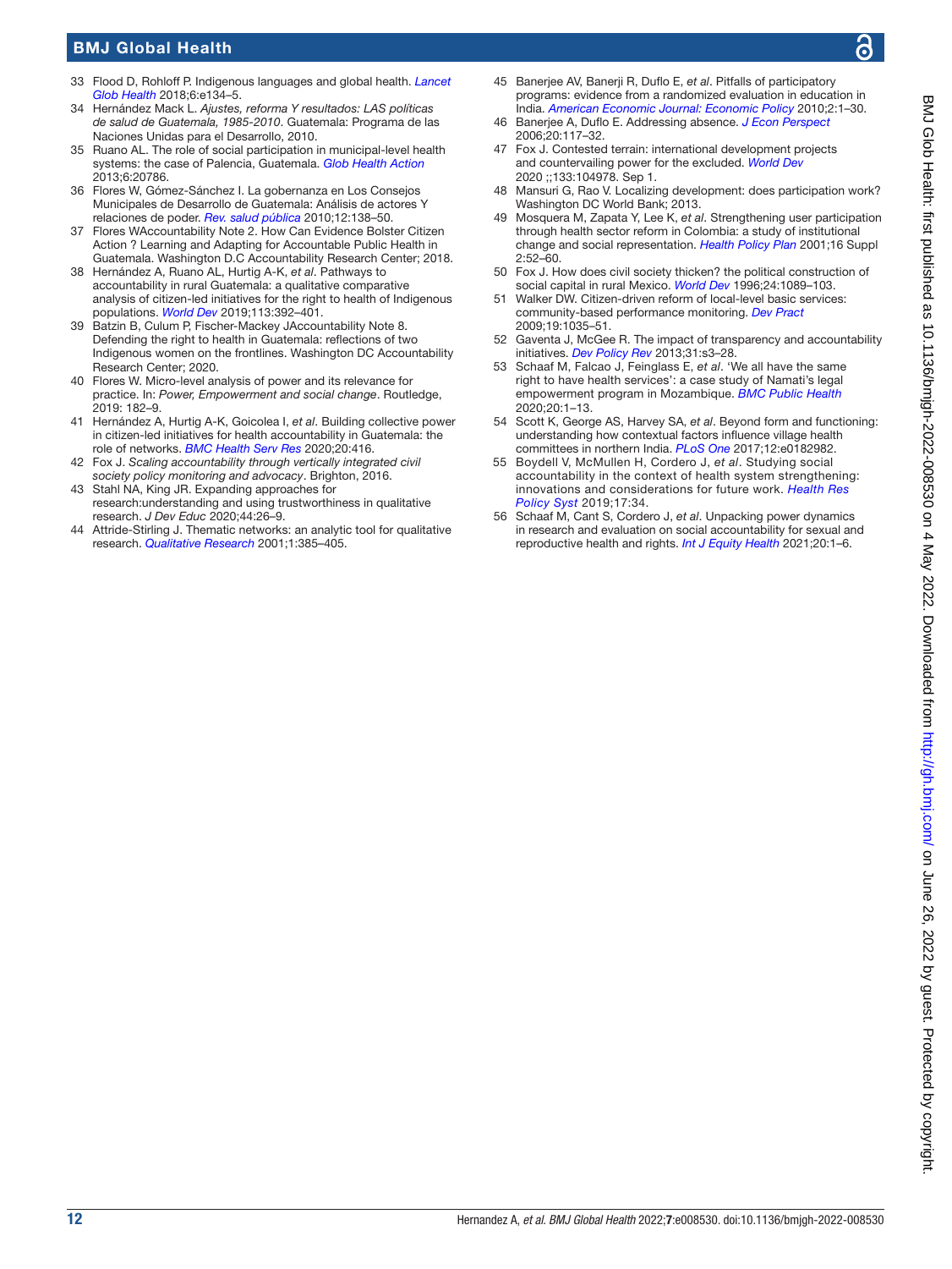33 Flood D, Rohloff P. Indigenous languages and global health. *Lancet Glob Health* 2018;6:e134–5.
34 Hernández Mack L. *Ajustes, reforma Y resultados: LAS políticas de salud de Guatemala, 1985-2010*. Guatemala: Programa de las Naciones Unidas para el Desarrollo, 2010.
35 Ruano AL. The role of social participation in municipal-level health systems: the case of Palencia, Guatemala. *Glob Health Action* 2013;6:20786.
36 Flores W, Gómez-Sánchez I. La gobernanza en Los Consejos Municipales de Desarrollo de Guatemala: Análisis de actores Y relaciones de poder. *Rev. salud pública* 2010;12:138–50.
37 Flores WAccountability Note 2. How Can Evidence Bolster Citizen Action ? Learning and Adapting for Accountable Public Health in Guatemala. Washington D.C Accountability Research Center; 2018.
38 Hernández A, Ruano AL, Hurtig A-K, *et al*. Pathways to accountability in rural Guatemala: a qualitative comparative analysis of citizen-led initiatives for the right to health of Indigenous populations. *World Dev* 2019;113:392–401.
39 Batzin B, Culum P, Fischer-Mackey JAccountability Note 8. Defending the right to health in Guatemala: reflections of two Indigenous women on the frontlines. Washington DC Accountability Research Center; 2020.
40 Flores W. Micro-level analysis of power and its relevance for practice. In: *Power, Empowerment and social change*. Routledge, 2019: 182–9.
41 Hernández A, Hurtig A-K, Goicolea I, *et al*. Building collective power in citizen-led initiatives for health accountability in Guatemala: the role of networks. *BMC Health Serv Res* 2020;20:416.
42 Fox J. *Scaling accountability through vertically integrated civil society policy monitoring and advocacy*. Brighton, 2016.
43 Stahl NA, King JR. Expanding approaches for research:understanding and using trustworthiness in qualitative research. *J Dev Educ* 2020;44:26–9.
44 Attride-Stirling J. Thematic networks: an analytic tool for qualitative research. *Qualitative Research* 2001;1:385–405.
45 Banerjee AV, Banerji R, Duflo E, *et al*. Pitfalls of participatory programs: evidence from a randomized evaluation in education in India. *American Economic Journal: Economic Policy* 2010;2:1–30.
46 Banerjee A, Duflo E. Addressing absence. *J Econ Perspect* 2006;20:117–32.
47 Fox J. Contested terrain: international development projects and countervailing power for the excluded. *World Dev* 2020 ;;133:104978. Sep 1.
48 Mansuri G, Rao V. Localizing development: does participation work? Washington DC World Bank; 2013.
49 Mosquera M, Zapata Y, Lee K, *et al*. Strengthening user participation through health sector reform in Colombia: a study of institutional change and social representation. *Health Policy Plan* 2001;16 Suppl 2:52–60.
50 Fox J. How does civil society thicken? the political construction of social capital in rural Mexico. *World Dev* 1996;24:1089–103.
51 Walker DW. Citizen-driven reform of local-level basic services: community-based performance monitoring. *Dev Pract* 2009;19:1035–51.
52 Gaventa J, McGee R. The impact of transparency and accountability initiatives. *Dev Policy Rev* 2013;31:s3–28.
53 Schaaf M, Falcao J, Feinglass E, *et al*. 'We all have the same right to have health services': a case study of Namati's legal empowerment program in Mozambique. *BMC Public Health* 2020;20:1–13.
54 Scott K, George AS, Harvey SA, *et al*. Beyond form and functioning: understanding how contextual factors influence village health committees in northern India. *PLoS One* 2017;12:e0182982.
55 Boydell V, McMullen H, Cordero J, *et al*. Studying social accountability in the context of health system strengthening: innovations and considerations for future work. *Health Res Policy Syst* 2019;17:34.
56 Schaaf M, Cant S, Cordero J, *et al*. Unpacking power dynamics in research and evaluation on social accountability for sexual and reproductive health and rights. *Int J Equity Health* 2021;20:1–6.